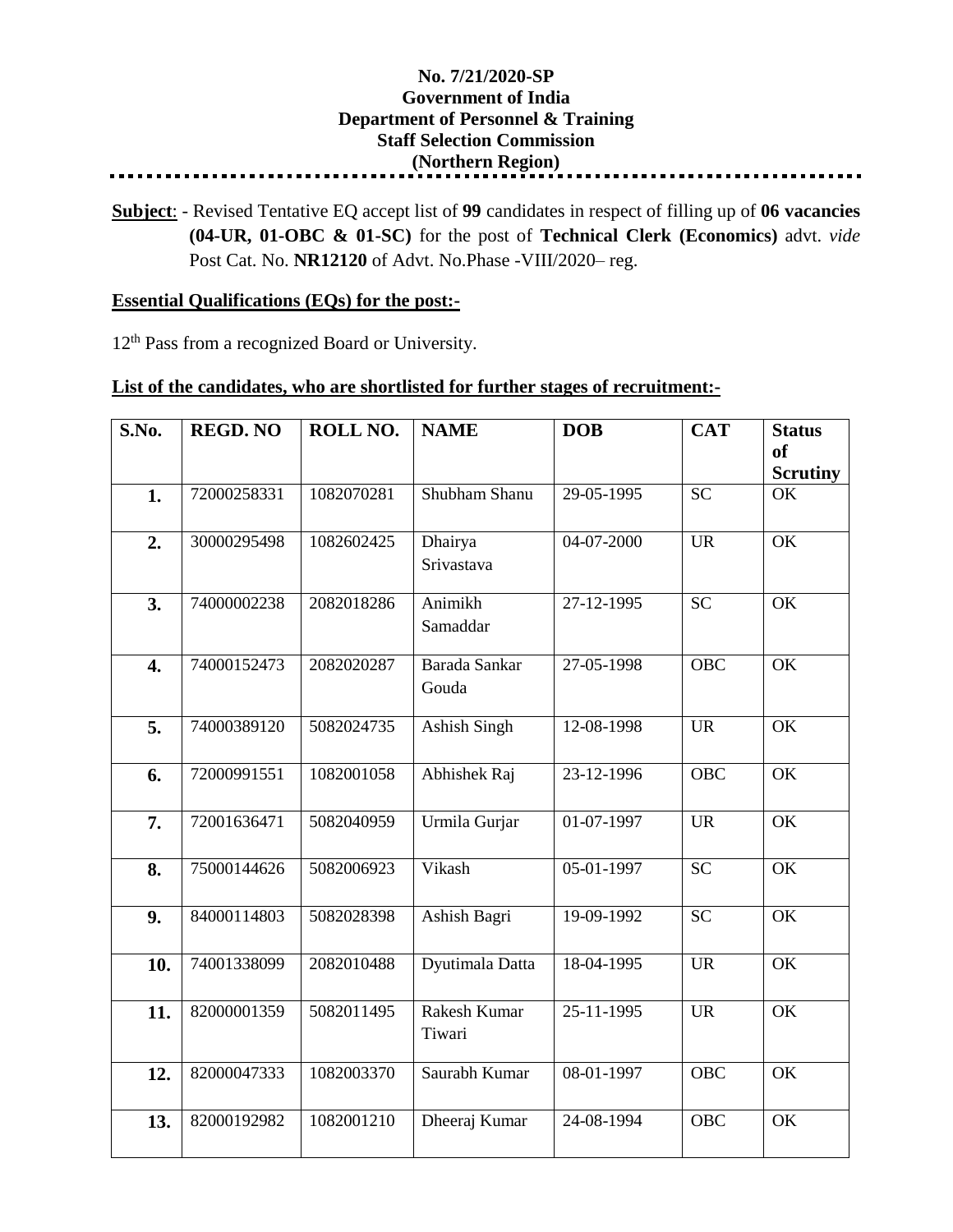**No. 7/21/2020-SP**
**Government of India**
**Department of Personnel & Training**
**Staff Selection Commission**
**(Northern Region)**

**Subject**: - Revised Tentative EQ accept list of **99** candidates in respect of filling up of **06 vacancies (04-UR, 01-OBC & 01-SC)** for the post of **Technical Clerk (Economics)** advt. *vide* Post Cat. No. **NR12120** of Advt. No.Phase -VIII/2020– reg.

**Essential Qualifications (EQs) for the post:-**

12th Pass from a recognized Board or University.

**List of the candidates, who are shortlisted for further stages of recruitment:-**

| S.No. | REGD. NO | ROLL NO. | NAME | DOB | CAT | Status of Scrutiny |
|---|---|---|---|---|---|---|
| 1. | 72000258331 | 1082070281 | Shubham Shanu | 29-05-1995 | SC | OK |
| 2. | 30000295498 | 1082602425 | Dhairya Srivastava | 04-07-2000 | UR | OK |
| 3. | 74000002238 | 2082018286 | Animikh Samaddar | 27-12-1995 | SC | OK |
| 4. | 74000152473 | 2082020287 | Barada Sankar Gouda | 27-05-1998 | OBC | OK |
| 5. | 74000389120 | 5082024735 | Ashish Singh | 12-08-1998 | UR | OK |
| 6. | 72000991551 | 1082001058 | Abhishek Raj | 23-12-1996 | OBC | OK |
| 7. | 72001636471 | 5082040959 | Urmila Gurjar | 01-07-1997 | UR | OK |
| 8. | 75000144626 | 5082006923 | Vikash | 05-01-1997 | SC | OK |
| 9. | 84000114803 | 5082028398 | Ashish Bagri | 19-09-1992 | SC | OK |
| 10. | 74001338099 | 2082010488 | Dyutimala Datta | 18-04-1995 | UR | OK |
| 11. | 82000001359 | 5082011495 | Rakesh Kumar Tiwari | 25-11-1995 | UR | OK |
| 12. | 82000047333 | 1082003370 | Saurabh Kumar | 08-01-1997 | OBC | OK |
| 13. | 82000192982 | 1082001210 | Dheeraj Kumar | 24-08-1994 | OBC | OK |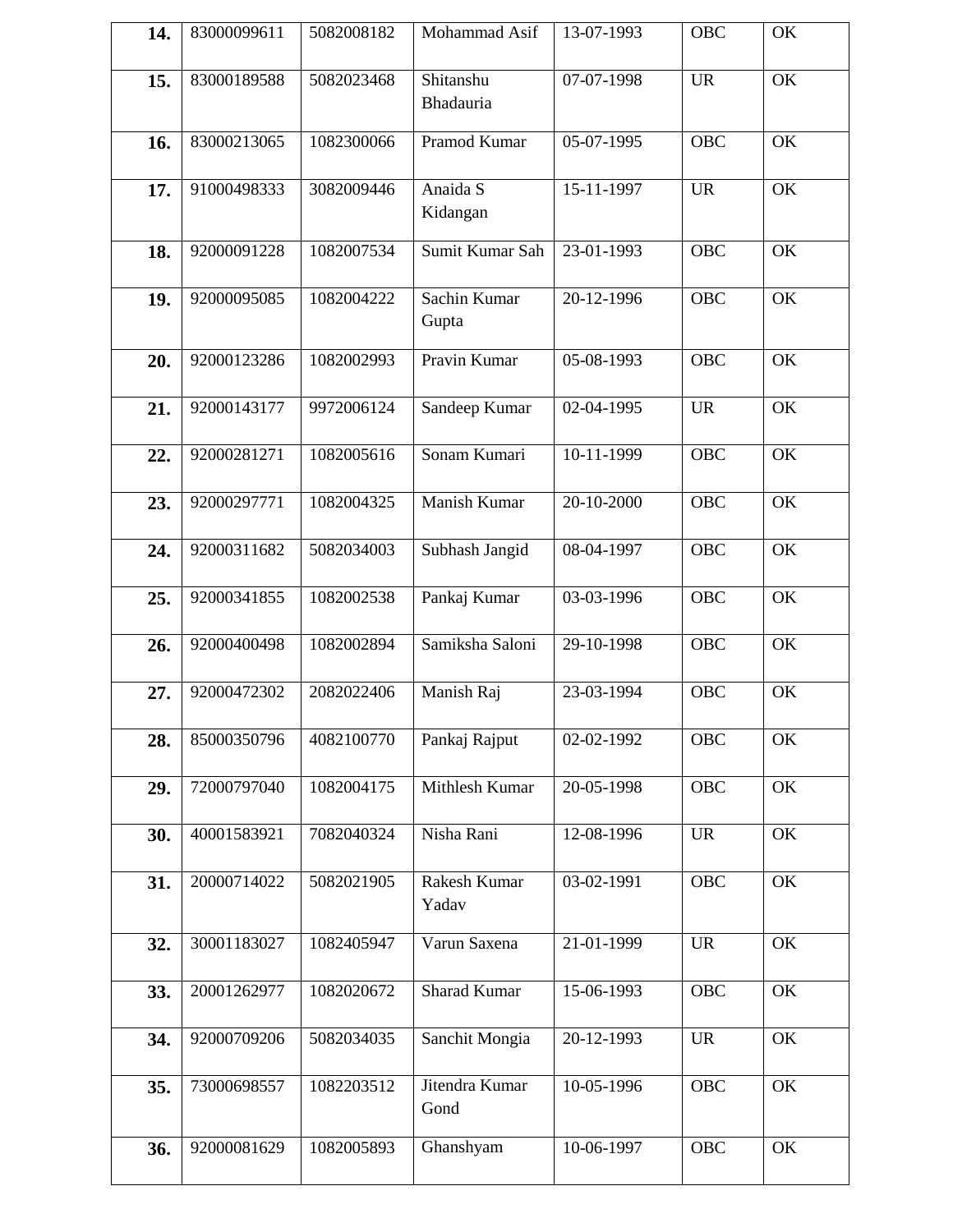| | | | | | | |
|---|---|---|---|---|---|---|
| **14.** | 83000099611 | 5082008182 | Mohammad Asif | 13-07-1993 | OBC | OK |
| **15.** | 83000189588 | 5082023468 | Shitanshu Bhadauria | 07-07-1998 | UR | OK |
| **16.** | 83000213065 | 1082300066 | Pramod Kumar | 05-07-1995 | OBC | OK |
| **17.** | 91000498333 | 3082009446 | Anaida S Kidangan | 15-11-1997 | UR | OK |
| **18.** | 92000091228 | 1082007534 | Sumit Kumar Sah | 23-01-1993 | OBC | OK |
| **19.** | 92000095085 | 1082004222 | Sachin Kumar Gupta | 20-12-1996 | OBC | OK |
| **20.** | 92000123286 | 1082002993 | Pravin Kumar | 05-08-1993 | OBC | OK |
| **21.** | 92000143177 | 9972006124 | Sandeep Kumar | 02-04-1995 | UR | OK |
| **22.** | 92000281271 | 1082005616 | Sonam Kumari | 10-11-1999 | OBC | OK |
| **23.** | 92000297771 | 1082004325 | Manish Kumar | 20-10-2000 | OBC | OK |
| **24.** | 92000311682 | 5082034003 | Subhash Jangid | 08-04-1997 | OBC | OK |
| **25.** | 92000341855 | 1082002538 | Pankaj Kumar | 03-03-1996 | OBC | OK |
| **26.** | 92000400498 | 1082002894 | Samiksha Saloni | 29-10-1998 | OBC | OK |
| **27.** | 92000472302 | 2082022406 | Manish Raj | 23-03-1994 | OBC | OK |
| **28.** | 85000350796 | 4082100770 | Pankaj Rajput | 02-02-1992 | OBC | OK |
| **29.** | 72000797040 | 1082004175 | Mithlesh Kumar | 20-05-1998 | OBC | OK |
| **30.** | 40001583921 | 7082040324 | Nisha Rani | 12-08-1996 | UR | OK |
| **31.** | 20000714022 | 5082021905 | Rakesh Kumar Yadav | 03-02-1991 | OBC | OK |
| **32.** | 30001183027 | 1082405947 | Varun Saxena | 21-01-1999 | UR | OK |
| **33.** | 20001262977 | 1082020672 | Sharad Kumar | 15-06-1993 | OBC | OK |
| **34.** | 92000709206 | 5082034035 | Sanchit Mongia | 20-12-1993 | UR | OK |
| **35.** | 73000698557 | 1082203512 | Jitendra Kumar Gond | 10-05-1996 | OBC | OK |
| **36.** | 92000081629 | 1082005893 | Ghanshyam | 10-06-1997 | OBC | OK |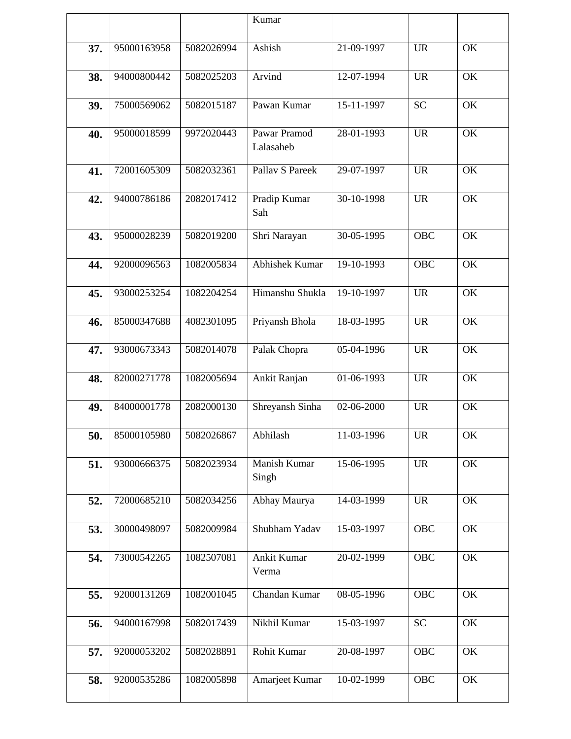| | | | Kumar | | | |
|---|---|---|---|---|---|---|
| **37.** | 95000163958 | 5082026994 | Ashish | 21-09-1997 | UR | OK |
| **38.** | 94000800442 | 5082025203 | Arvind | 12-07-1994 | UR | OK |
| **39.** | 75000569062 | 5082015187 | Pawan Kumar | 15-11-1997 | SC | OK |
| **40.** | 95000018599 | 9972020443 | Pawar Pramod Lalasaheb | 28-01-1993 | UR | OK |
| **41.** | 72001605309 | 5082032361 | Pallav S Pareek | 29-07-1997 | UR | OK |
| **42.** | 94000786186 | 2082017412 | Pradip Kumar Sah | 30-10-1998 | UR | OK |
| **43.** | 95000028239 | 5082019200 | Shri Narayan | 30-05-1995 | OBC | OK |
| **44.** | 92000096563 | 1082005834 | Abhishek Kumar | 19-10-1993 | OBC | OK |
| **45.** | 93000253254 | 1082204254 | Himanshu Shukla | 19-10-1997 | UR | OK |
| **46.** | 85000347688 | 4082301095 | Priyansh Bhola | 18-03-1995 | UR | OK |
| **47.** | 93000673343 | 5082014078 | Palak Chopra | 05-04-1996 | UR | OK |
| **48.** | 82000271778 | 1082005694 | Ankit Ranjan | 01-06-1993 | UR | OK |
| **49.** | 84000001778 | 2082000130 | Shreyansh Sinha | 02-06-2000 | UR | OK |
| **50.** | 85000105980 | 5082026867 | Abhilash | 11-03-1996 | UR | OK |
| **51.** | 93000666375 | 5082023934 | Manish Kumar Singh | 15-06-1995 | UR | OK |
| **52.** | 72000685210 | 5082034256 | Abhay Maurya | 14-03-1999 | UR | OK |
| **53.** | 30000498097 | 5082009984 | Shubham Yadav | 15-03-1997 | OBC | OK |
| **54.** | 73000542265 | 1082507081 | Ankit Kumar Verma | 20-02-1999 | OBC | OK |
| **55.** | 92000131269 | 1082001045 | Chandan Kumar | 08-05-1996 | OBC | OK |
| **56.** | 94000167998 | 5082017439 | Nikhil Kumar | 15-03-1997 | SC | OK |
| **57.** | 92000053202 | 5082028891 | Rohit Kumar | 20-08-1997 | OBC | OK |
| **58.** | 92000535286 | 1082005898 | Amarjeet Kumar | 10-02-1999 | OBC | OK |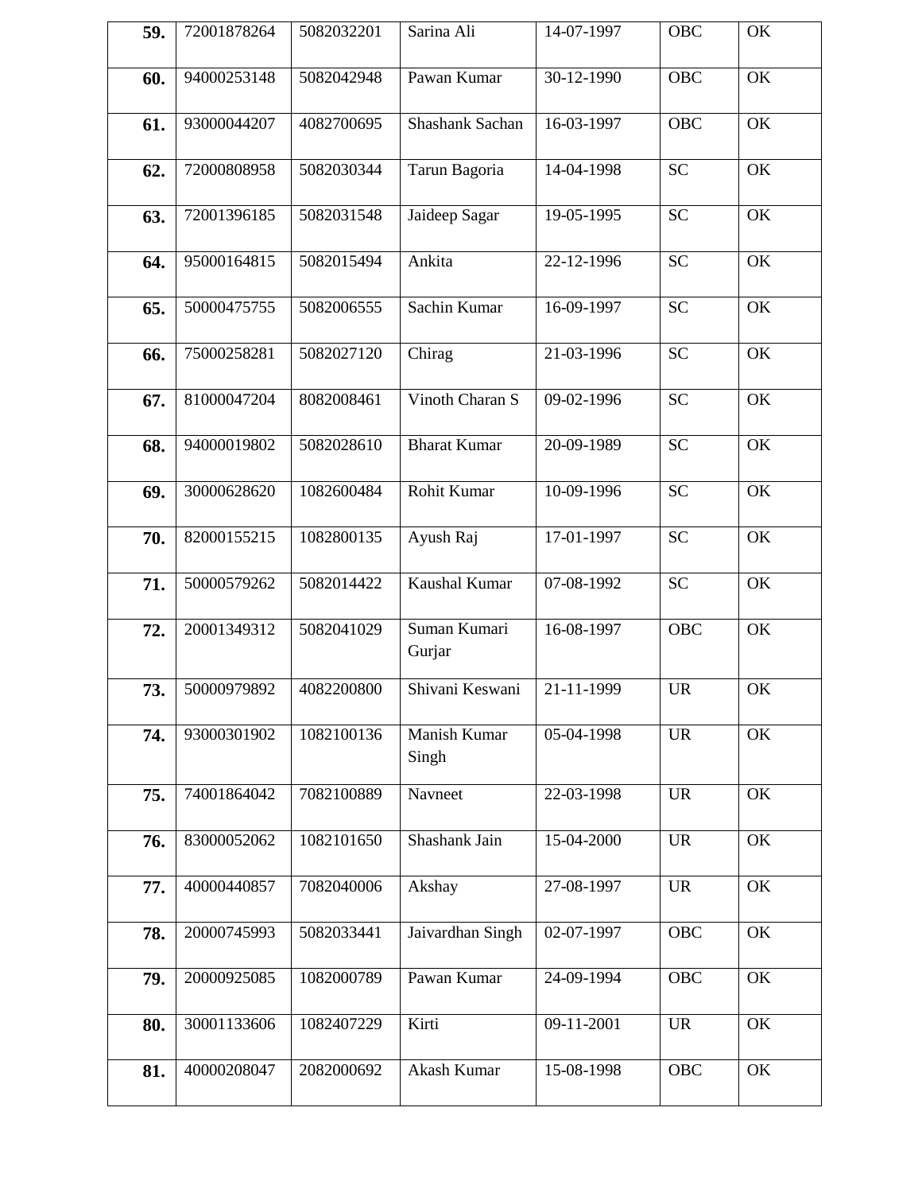| 59. | 72001878264 | 5082032201 | Sarina Ali | 14-07-1997 | OBC | OK |
|---|---|---|---|---|---|---|
| 60. | 94000253148 | 5082042948 | Pawan Kumar | 30-12-1990 | OBC | OK |
| 61. | 93000044207 | 4082700695 | Shashank Sachan | 16-03-1997 | OBC | OK |
| 62. | 72000808958 | 5082030344 | Tarun Bagoria | 14-04-1998 | SC | OK |
| 63. | 72001396185 | 5082031548 | Jaideep Sagar | 19-05-1995 | SC | OK |
| 64. | 95000164815 | 5082015494 | Ankita | 22-12-1996 | SC | OK |
| 65. | 50000475755 | 5082006555 | Sachin Kumar | 16-09-1997 | SC | OK |
| 66. | 75000258281 | 5082027120 | Chirag | 21-03-1996 | SC | OK |
| 67. | 81000047204 | 8082008461 | Vinoth Charan S | 09-02-1996 | SC | OK |
| 68. | 94000019802 | 5082028610 | Bharat Kumar | 20-09-1989 | SC | OK |
| 69. | 30000628620 | 1082600484 | Rohit Kumar | 10-09-1996 | SC | OK |
| 70. | 82000155215 | 1082800135 | Ayush Raj | 17-01-1997 | SC | OK |
| 71. | 50000579262 | 5082014422 | Kaushal Kumar | 07-08-1992 | SC | OK |
| 72. | 20001349312 | 5082041029 | Suman Kumari Gurjar | 16-08-1997 | OBC | OK |
| 73. | 50000979892 | 4082200800 | Shivani Keswani | 21-11-1999 | UR | OK |
| 74. | 93000301902 | 1082100136 | Manish Kumar Singh | 05-04-1998 | UR | OK |
| 75. | 74001864042 | 7082100889 | Navneet | 22-03-1998 | UR | OK |
| 76. | 83000052062 | 1082101650 | Shashank Jain | 15-04-2000 | UR | OK |
| 77. | 40000440857 | 7082040006 | Akshay | 27-08-1997 | UR | OK |
| 78. | 20000745993 | 5082033441 | Jaivardhan Singh | 02-07-1997 | OBC | OK |
| 79. | 20000925085 | 1082000789 | Pawan Kumar | 24-09-1994 | OBC | OK |
| 80. | 30001133606 | 1082407229 | Kirti | 09-11-2001 | UR | OK |
| 81. | 40000208047 | 2082000692 | Akash Kumar | 15-08-1998 | OBC | OK |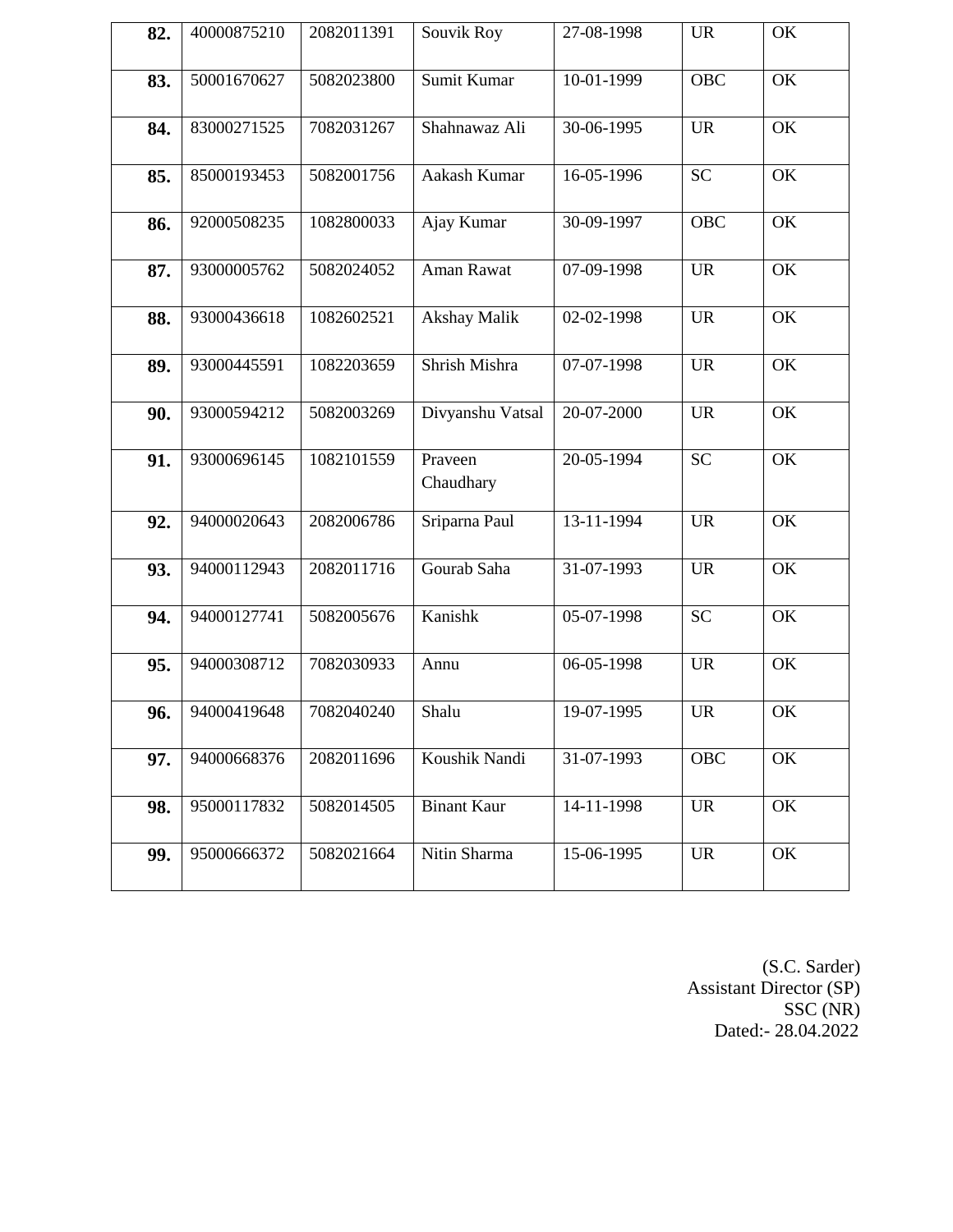| | | | | | | |
|---|---|---|---|---|---|---|
| **82.** | 40000875210 | 2082011391 | Souvik Roy | 27-08-1998 | UR | OK |
| **83.** | 50001670627 | 5082023800 | Sumit Kumar | 10-01-1999 | OBC | OK |
| **84.** | 83000271525 | 7082031267 | Shahnawaz Ali | 30-06-1995 | UR | OK |
| **85.** | 85000193453 | 5082001756 | Aakash Kumar | 16-05-1996 | SC | OK |
| **86.** | 92000508235 | 1082800033 | Ajay Kumar | 30-09-1997 | OBC | OK |
| **87.** | 93000005762 | 5082024052 | Aman Rawat | 07-09-1998 | UR | OK |
| **88.** | 93000436618 | 1082602521 | Akshay Malik | 02-02-1998 | UR | OK |
| **89.** | 93000445591 | 1082203659 | Shrish Mishra | 07-07-1998 | UR | OK |
| **90.** | 93000594212 | 5082003269 | Divyanshu Vatsal | 20-07-2000 | UR | OK |
| **91.** | 93000696145 | 1082101559 | Praveen Chaudhary | 20-05-1994 | SC | OK |
| **92.** | 94000020643 | 2082006786 | Sriparna Paul | 13-11-1994 | UR | OK |
| **93.** | 94000112943 | 2082011716 | Gourab Saha | 31-07-1993 | UR | OK |
| **94.** | 94000127741 | 5082005676 | Kanishk | 05-07-1998 | SC | OK |
| **95.** | 94000308712 | 7082030933 | Annu | 06-05-1998 | UR | OK |
| **96.** | 94000419648 | 7082040240 | Shalu | 19-07-1995 | UR | OK |
| **97.** | 94000668376 | 2082011696 | Koushik Nandi | 31-07-1993 | OBC | OK |
| **98.** | 95000117832 | 5082014505 | Binant Kaur | 14-11-1998 | UR | OK |
| **99.** | 95000666372 | 5082021664 | Nitin Sharma | 15-06-1995 | UR | OK |

(S.C. Sarder)
Assistant Director (SP)
SSC (NR)
Dated:- 28.04.2022